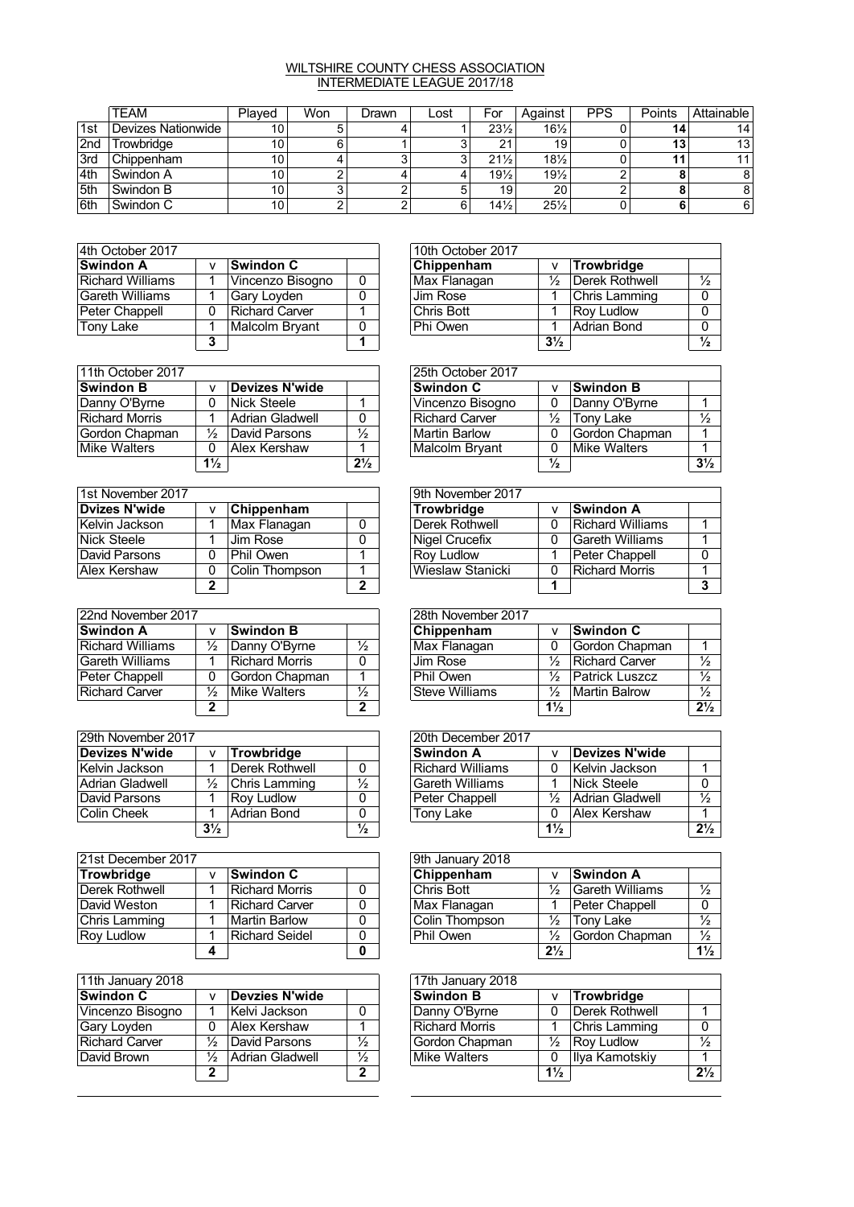# WILTSHIRE COUNTY CHESS ASSOCIATION
## INTERMEDIATE LEAGUE 2017/18

| | TEAM | Played | Won | Drawn | Lost | For | Against | PPS | Points | Attainable |
|---|---|---|---|---|---|---|---|---|---|---|
| 1st | Devizes Nationwide | 10 | 5 | 4 | 1 | 23½ | 16½ | 0 | **14** | 14 |
| 2nd | Trowbridge | 10 | 6 | 1 | 3 | 21 | 19 | 0 | **13** | 13 |
| 3rd | Chippenham | 10 | 4 | 3 | 3 | 21½ | 18½ | 0 | **11** | 11 |
| 4th | Swindon A | 10 | 2 | 4 | 4 | 19½ | 19½ | 2 | **8** | 8 |
| 5th | Swindon B | 10 | 3 | 2 | 5 | 19 | 20 | 2 | **8** | 8 |
| 6th | Swindon C | 10 | 2 | 2 | 6 | 14½ | 25½ | 0 | **6** | 6 |

| 4th October 2017 | | | |
|---|---|---|---|
| **Swindon A** | v | **Swindon C** | |
| Richard Williams | 1 | Vincenzo Bisogno | 0 |
| Gareth Williams | 1 | Gary Loyden | 0 |
| Peter Chappell | 0 | Richard Carver | 1 |
| Tony Lake | 1 | Malcolm Bryant | 0 |
| | **3** | | **1** |

| 10th October 2017 | | | |
|---|---|---|---|
| **Chippenham** | v | **Trowbridge** | |
| Max Flanagan | ½ | Derek Rothwell | ½ |
| Jim Rose | 1 | Chris Lamming | 0 |
| Chris Bott | 1 | Roy Ludlow | 0 |
| Phi Owen | 1 | Adrian Bond | 0 |
| | **3½** | | **½** |

| 11th October 2017 | | | |
|---|---|---|---|
| **Swindon B** | v | **Devizes N'wide** | |
| Danny O'Byrne | 0 | Nick Steele | 1 |
| Richard Morris | 1 | Adrian Gladwell | 0 |
| Gordon Chapman | ½ | David Parsons | ½ |
| Mike Walters | 0 | Alex Kershaw | 1 |
| | **1½** | | **2½** |

| 25th October 2017 | | | |
|---|---|---|---|
| **Swindon C** | v | **Swindon B** | |
| Vincenzo Bisogno | 0 | Danny O'Byrne | 1 |
| Richard Carver | ½ | Tony Lake | ½ |
| Martin Barlow | 0 | Gordon Chapman | 1 |
| Malcolm Bryant | 0 | Mike Walters | 1 |
| | **½** | | **3½** |

| 1st November 2017 | | | |
|---|---|---|---|
| **Dvizes N'wide** | v | **Chippenham** | |
| Kelvin Jackson | 1 | Max Flanagan | 0 |
| Nick Steele | 1 | Jim Rose | 0 |
| David Parsons | 0 | Phil Owen | 1 |
| Alex Kershaw | 0 | Colin Thompson | 1 |
| | **2** | | **2** |

| 9th November 2017 | | | |
|---|---|---|---|
| **Trowbridge** | v | **Swindon A** | |
| Derek Rothwell | 0 | Richard Williams | 1 |
| Nigel Crucefix | 0 | Gareth Williams | 1 |
| Roy Ludlow | 1 | Peter Chappell | 0 |
| Wieslaw Stanicki | 0 | Richard Morris | 1 |
| | **1** | | **3** |

| 22nd November 2017 | | | |
|---|---|---|---|
| **Swindon A** | v | **Swindon B** | |
| Richard Williams | ½ | Danny O'Byrne | ½ |
| Gareth Williams | 1 | Richard Morris | 0 |
| Peter Chappell | 0 | Gordon Chapman | 1 |
| Richard Carver | ½ | Mike Walters | ½ |
| | **2** | | **2** |

| 28th November 2017 | | | |
|---|---|---|---|
| **Chippenham** | v | **Swindon C** | |
| Max Flanagan | 0 | Gordon Chapman | 1 |
| Jim Rose | ½ | Richard Carver | ½ |
| Phil Owen | ½ | Patrick Luszcz | ½ |
| Steve Williams | ½ | Martin Balrow | ½ |
| | **1½** | | **2½** |

| 29th November 2017 | | | |
|---|---|---|---|
| **Devizes N'wide** | v | **Trowbridge** | |
| Kelvin Jackson | 1 | Derek Rothwell | 0 |
| Adrian Gladwell | ½ | Chris Lamming | ½ |
| David Parsons | 1 | Roy Ludlow | 0 |
| Colin Cheek | 1 | Adrian Bond | 0 |
| | **3½** | | **½** |

| 20th December 2017 | | | |
|---|---|---|---|
| **Swindon A** | v | **Devizes N'wide** | |
| Richard Williams | 0 | Kelvin Jackson | 1 |
| Gareth Williams | 1 | Nick Steele | 0 |
| Peter Chappell | ½ | Adrian Gladwell | ½ |
| Tony Lake | 0 | Alex Kershaw | 1 |
| | **1½** | | **2½** |

| 21st December 2017 | | | |
|---|---|---|---|
| **Trowbridge** | v | **Swindon C** | |
| Derek Rothwell | 1 | Richard Morris | 0 |
| David Weston | 1 | Richard Carver | 0 |
| Chris Lamming | 1 | Martin Barlow | 0 |
| Roy Ludlow | 1 | Richard Seidel | 0 |
| | **4** | | **0** |

| 9th January 2018 | | | |
|---|---|---|---|
| **Chippenham** | v | **Swindon A** | |
| Chris Bott | ½ | Gareth Williams | ½ |
| Max Flanagan | 1 | Peter Chappell | 0 |
| Colin Thompson | ½ | Tony Lake | ½ |
| Phil Owen | ½ | Gordon Chapman | ½ |
| | **2½** | | **1½** |

| 11th January 2018 | | | |
|---|---|---|---|
| **Swindon C** | v | **Devzies N'wide** | |
| Vincenzo Bisogno | 1 | Kelvi Jackson | 0 |
| Gary Loyden | 0 | Alex Kershaw | 1 |
| Richard Carver | ½ | David Parsons | ½ |
| David Brown | ½ | Adrian Gladwell | ½ |
| | **2** | | **2** |

| 17th January 2018 | | | |
|---|---|---|---|
| **Swindon B** | v | **Trowbridge** | |
| Danny O'Byrne | 0 | Derek Rothwell | 1 |
| Richard Morris | 1 | Chris Lamming | 0 |
| Gordon Chapman | ½ | Roy Ludlow | ½ |
| Mike Walters | 0 | Ilya Kamotskiy | 1 |
| | **1½** | | **2½** |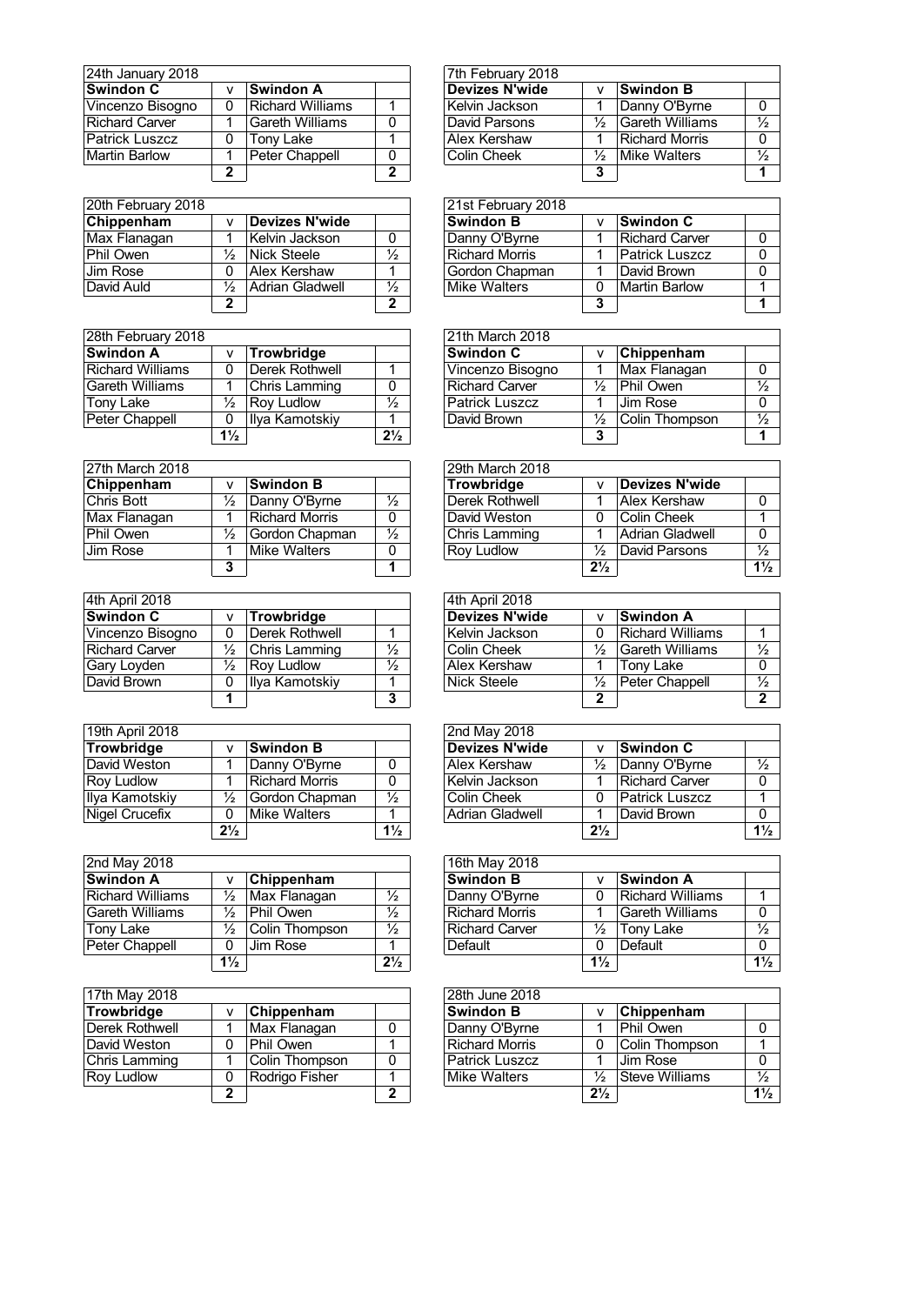| 24th January 2018 | | | |
|---|---|---|---|
| **Swindon C** | v | **Swindon A** | |
| Vincenzo Bisogno | 0 | Richard Williams | 1 |
| Richard Carver | 1 | Gareth Williams | 0 |
| Patrick Luszcz | 0 | Tony Lake | 1 |
| Martin Barlow | 1 | Peter Chappell | 0 |
| | **2** | | **2** |

| 7th February 2018 | | | |
|---|---|---|---|
| **Devizes N'wide** | v | **Swindon B** | |
| Kelvin Jackson | 1 | Danny O'Byrne | 0 |
| David Parsons | ½ | Gareth Williams | ½ |
| Alex Kershaw | 1 | Richard Morris | 0 |
| Colin Cheek | ½ | Mike Walters | ½ |
| | **3** | | **1** |

| 20th February 2018 | | | |
|---|---|---|---|
| **Chippenham** | v | **Devizes N'wide** | |
| Max Flanagan | 1 | Kelvin Jackson | 0 |
| Phil Owen | ½ | Nick Steele | ½ |
| Jim Rose | 0 | Alex Kershaw | 1 |
| David Auld | ½ | Adrian Gladwell | ½ |
| | **2** | | **2** |

| 21st February 2018 | | | |
|---|---|---|---|
| **Swindon B** | v | **Swindon C** | |
| Danny O'Byrne | 1 | Richard Carver | 0 |
| Richard Morris | 1 | Patrick Luszcz | 0 |
| Gordon Chapman | 1 | David Brown | 0 |
| Mike Walters | 0 | Martin Barlow | 1 |
| | **3** | | **1** |

| 28th February 2018 | | | |
|---|---|---|---|
| **Swindon A** | v | **Trowbridge** | |
| Richard Williams | 0 | Derek Rothwell | 1 |
| Gareth Williams | 1 | Chris Lamming | 0 |
| Tony Lake | ½ | Roy Ludlow | ½ |
| Peter Chappell | 0 | Ilya Kamotskiy | 1 |
| | **1½** | | **2½** |

| 21th March 2018 | | | |
|---|---|---|---|
| **Swindon C** | v | **Chippenham** | |
| Vincenzo Bisogno | 1 | Max Flanagan | 0 |
| Richard Carver | ½ | Phil Owen | ½ |
| Patrick Luszcz | 1 | Jim Rose | 0 |
| David Brown | ½ | Colin Thompson | ½ |
| | **3** | | **1** |

| 27th March 2018 | | | |
|---|---|---|---|
| **Chippenham** | v | **Swindon B** | |
| Chris Bott | ½ | Danny O'Byrne | ½ |
| Max Flanagan | 1 | Richard Morris | 0 |
| Phil Owen | ½ | Gordon Chapman | ½ |
| Jim Rose | 1 | Mike Walters | 0 |
| | **3** | | **1** |

| 29th March 2018 | | | |
|---|---|---|---|
| **Trowbridge** | v | **Devizes N'wide** | |
| Derek Rothwell | 1 | Alex Kershaw | 0 |
| David Weston | 0 | Colin Cheek | 1 |
| Chris Lamming | 1 | Adrian Gladwell | 0 |
| Roy Ludlow | ½ | David Parsons | ½ |
| | **2½** | | **1½** |

| 4th April 2018 | | | |
|---|---|---|---|
| **Swindon C** | v | **Trowbridge** | |
| Vincenzo Bisogno | 0 | Derek Rothwell | 1 |
| Richard Carver | ½ | Chris Lamming | ½ |
| Gary Loyden | ½ | Roy Ludlow | ½ |
| David Brown | 0 | Ilya Kamotskiy | 1 |
| | **1** | | **3** |

| 4th April 2018 | | | |
|---|---|---|---|
| **Devizes N'wide** | v | **Swindon A** | |
| Kelvin Jackson | 0 | Richard Williams | 1 |
| Colin Cheek | ½ | Gareth Williams | ½ |
| Alex Kershaw | 1 | Tony Lake | 0 |
| Nick Steele | ½ | Peter Chappell | ½ |
| | **2** | | **2** |

| 19th April 2018 | | | |
|---|---|---|---|
| **Trowbridge** | v | **Swindon B** | |
| David Weston | 1 | Danny O'Byrne | 0 |
| Roy Ludlow | 1 | Richard Morris | 0 |
| Ilya Kamotskiy | ½ | Gordon Chapman | ½ |
| Nigel Crucefix | 0 | Mike Walters | 1 |
| | **2½** | | **1½** |

| 2nd May 2018 | | | |
|---|---|---|---|
| **Devizes N'wide** | v | **Swindon C** | |
| Alex Kershaw | ½ | Danny O'Byrne | ½ |
| Kelvin Jackson | 1 | Richard Carver | 0 |
| Colin Cheek | 0 | Patrick Luszcz | 1 |
| Adrian Gladwell | 1 | David Brown | 0 |
| | **2½** | | **1½** |

| 2nd May 2018 | | | |
|---|---|---|---|
| **Swindon A** | v | **Chippenham** | |
| Richard Williams | ½ | Max Flanagan | ½ |
| Gareth Williams | ½ | Phil Owen | ½ |
| Tony Lake | ½ | Colin Thompson | ½ |
| Peter Chappell | 0 | Jim Rose | 1 |
| | **1½** | | **2½** |

| 16th May 2018 | | | |
|---|---|---|---|
| **Swindon B** | v | **Swindon A** | |
| Danny O'Byrne | 0 | Richard Williams | 1 |
| Richard Morris | 1 | Gareth Williams | 0 |
| Richard Carver | ½ | Tony Lake | ½ |
| Default | 0 | Default | 0 |
| | **1½** | | **1½** |

| 17th May 2018 | | | |
|---|---|---|---|
| **Trowbridge** | v | **Chippenham** | |
| Derek Rothwell | 1 | Max Flanagan | 0 |
| David Weston | 0 | Phil Owen | 1 |
| Chris Lamming | 1 | Colin Thompson | 0 |
| Roy Ludlow | 0 | Rodrigo Fisher | 1 |
| | **2** | | **2** |

| 28th June 2018 | | | |
|---|---|---|---|
| **Swindon B** | v | **Chippenham** | |
| Danny O'Byrne | 1 | Phil Owen | 0 |
| Richard Morris | 0 | Colin Thompson | 1 |
| Patrick Luszcz | 1 | Jim Rose | 0 |
| Mike Walters | ½ | Steve Williams | ½ |
| | **2½** | | **1½** |